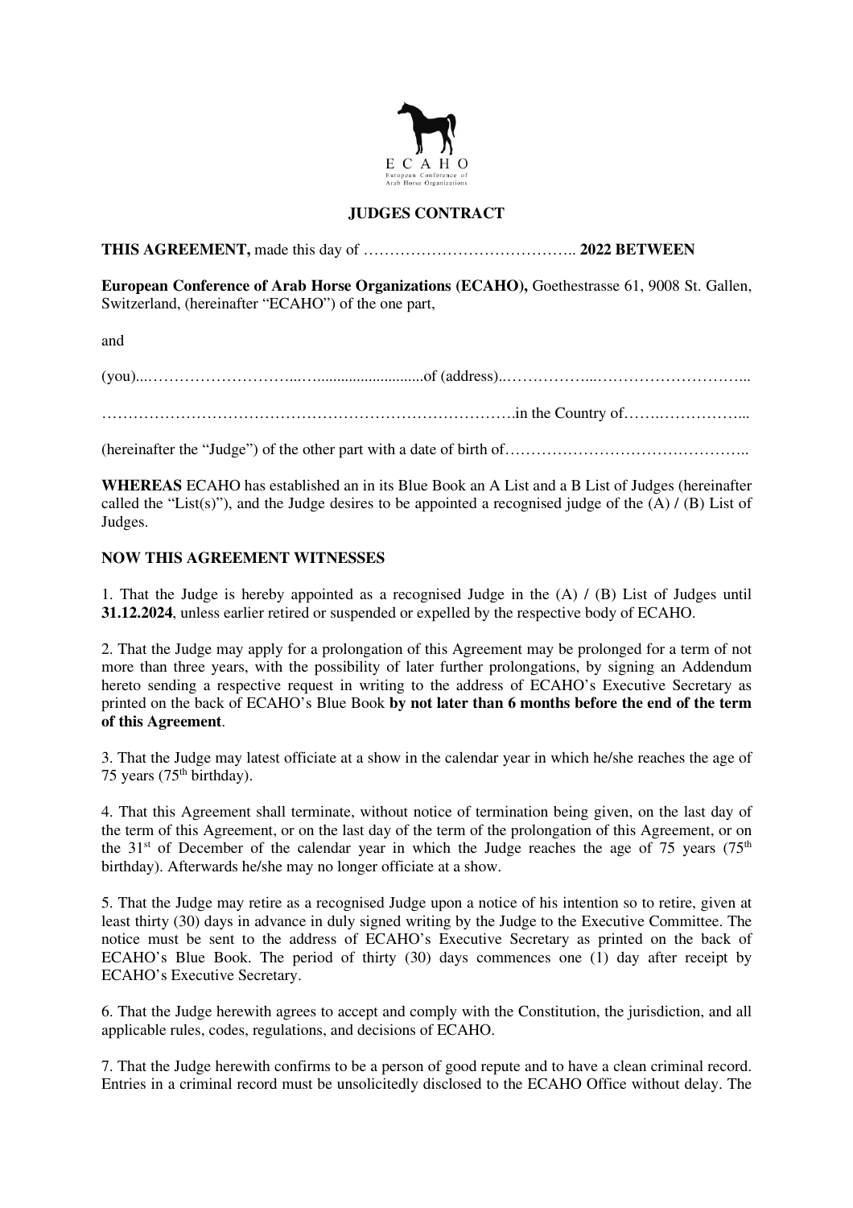E C A H O
European Conference of Arab Horse Organizations

# JUDGES CONTRACT

**THIS AGREEMENT,** made this day of ………………………………….. **2022 BETWEEN**

**European Conference of Arab Horse Organizations (ECAHO),** Goethestrasse 61, 9008 St. Gallen, Switzerland, (hereinafter "ECAHO") of the one part,

and

(you)...………………………...….........................of (address)..……………...………………………...

…………………………………………………………………….in the Country of…….……………...

(hereinafter the "Judge") of the other part with a date of birth of………………………………………..

**WHEREAS** ECAHO has established an in its Blue Book an A List and a B List of Judges (hereinafter called the "List(s)"), and the Judge desires to be appointed a recognised judge of the (A) / (B) List of Judges.

**NOW THIS AGREEMENT WITNESSES**

1. That the Judge is hereby appointed as a recognised Judge in the (A) / (B) List of Judges until **31.12.2024**, unless earlier retired or suspended or expelled by the respective body of ECAHO.

2. That the Judge may apply for a prolongation of this Agreement may be prolonged for a term of not more than three years, with the possibility of later further prolongations, by signing an Addendum hereto sending a respective request in writing to the address of ECAHO's Executive Secretary as printed on the back of ECAHO's Blue Book **by not later than 6 months before the end of the term of this Agreement**.

3. That the Judge may latest officiate at a show in the calendar year in which he/she reaches the age of 75 years (75th birthday).

4. That this Agreement shall terminate, without notice of termination being given, on the last day of the term of this Agreement, or on the last day of the term of the prolongation of this Agreement, or on the 31st of December of the calendar year in which the Judge reaches the age of 75 years (75th birthday). Afterwards he/she may no longer officiate at a show.

5. That the Judge may retire as a recognised Judge upon a notice of his intention so to retire, given at least thirty (30) days in advance in duly signed writing by the Judge to the Executive Committee. The notice must be sent to the address of ECAHO's Executive Secretary as printed on the back of ECAHO's Blue Book. The period of thirty (30) days commences one (1) day after receipt by ECAHO's Executive Secretary.

6. That the Judge herewith agrees to accept and comply with the Constitution, the jurisdiction, and all applicable rules, codes, regulations, and decisions of ECAHO.

7. That the Judge herewith confirms to be a person of good repute and to have a clean criminal record. Entries in a criminal record must be unsolicitedly disclosed to the ECAHO Office without delay. The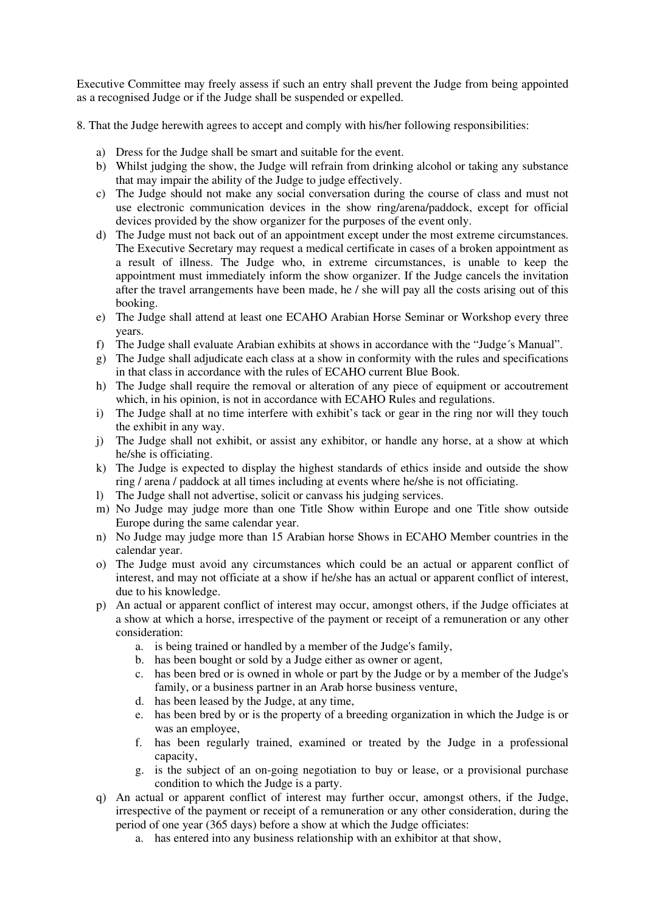Executive Committee may freely assess if such an entry shall prevent the Judge from being appointed as a recognised Judge or if the Judge shall be suspended or expelled.

8. That the Judge herewith agrees to accept and comply with his/her following responsibilities:

a) Dress for the Judge shall be smart and suitable for the event.
b) Whilst judging the show, the Judge will refrain from drinking alcohol or taking any substance that may impair the ability of the Judge to judge effectively.
c) The Judge should not make any social conversation during the course of class and must not use electronic communication devices in the show ring/arena/paddock, except for official devices provided by the show organizer for the purposes of the event only.
d) The Judge must not back out of an appointment except under the most extreme circumstances. The Executive Secretary may request a medical certificate in cases of a broken appointment as a result of illness. The Judge who, in extreme circumstances, is unable to keep the appointment must immediately inform the show organizer. If the Judge cancels the invitation after the travel arrangements have been made, he / she will pay all the costs arising out of this booking.
e) The Judge shall attend at least one ECAHO Arabian Horse Seminar or Workshop every three years.
f) The Judge shall evaluate Arabian exhibits at shows in accordance with the "Judge´s Manual".
g) The Judge shall adjudicate each class at a show in conformity with the rules and specifications in that class in accordance with the rules of ECAHO current Blue Book.
h) The Judge shall require the removal or alteration of any piece of equipment or accoutrement which, in his opinion, is not in accordance with ECAHO Rules and regulations.
i) The Judge shall at no time interfere with exhibit's tack or gear in the ring nor will they touch the exhibit in any way.
j) The Judge shall not exhibit, or assist any exhibitor, or handle any horse, at a show at which he/she is officiating.
k) The Judge is expected to display the highest standards of ethics inside and outside the show ring / arena / paddock at all times including at events where he/she is not officiating.
l) The Judge shall not advertise, solicit or canvass his judging services.
m) No Judge may judge more than one Title Show within Europe and one Title show outside Europe during the same calendar year.
n) No Judge may judge more than 15 Arabian horse Shows in ECAHO Member countries in the calendar year.
o) The Judge must avoid any circumstances which could be an actual or apparent conflict of interest, and may not officiate at a show if he/she has an actual or apparent conflict of interest, due to his knowledge.
p) An actual or apparent conflict of interest may occur, amongst others, if the Judge officiates at a show at which a horse, irrespective of the payment or receipt of a remuneration or any other consideration:
    a. is being trained or handled by a member of the Judge's family,
    b. has been bought or sold by a Judge either as owner or agent,
    c. has been bred or is owned in whole or part by the Judge or by a member of the Judge's family, or a business partner in an Arab horse business venture,
    d. has been leased by the Judge, at any time,
    e. has been bred by or is the property of a breeding organization in which the Judge is or was an employee,
    f. has been regularly trained, examined or treated by the Judge in a professional capacity,
    g. is the subject of an on-going negotiation to buy or lease, or a provisional purchase condition to which the Judge is a party.
q) An actual or apparent conflict of interest may further occur, amongst others, if the Judge, irrespective of the payment or receipt of a remuneration or any other consideration, during the period of one year (365 days) before a show at which the Judge officiates:
    a. has entered into any business relationship with an exhibitor at that show,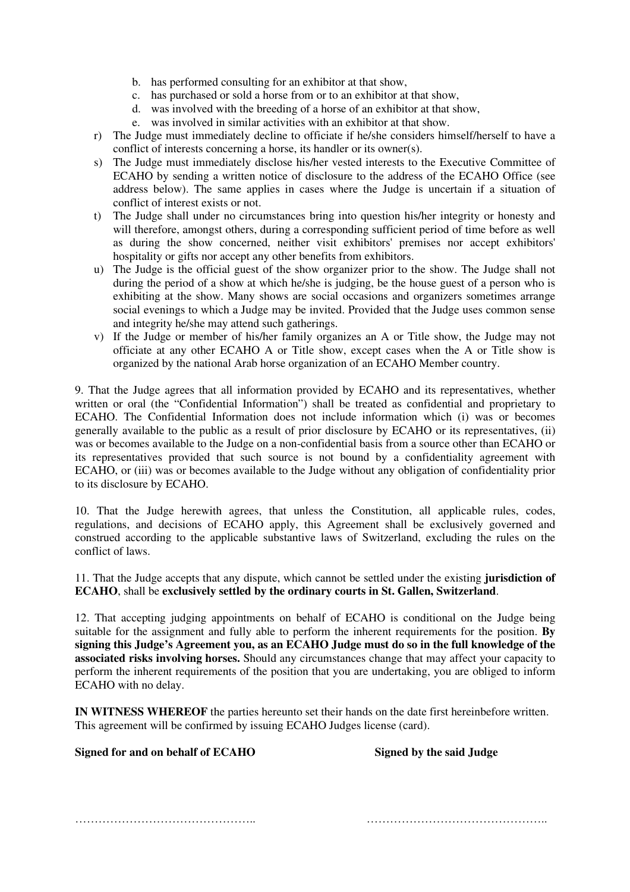b. has performed consulting for an exhibitor at that show,
   c. has purchased or sold a horse from or to an exhibitor at that show,
   d. was involved with the breeding of a horse of an exhibitor at that show,
   e. was involved in similar activities with an exhibitor at that show.

r) The Judge must immediately decline to officiate if he/she considers himself/herself to have a conflict of interests concerning a horse, its handler or its owner(s).

s) The Judge must immediately disclose his/her vested interests to the Executive Committee of ECAHO by sending a written notice of disclosure to the address of the ECAHO Office (see address below). The same applies in cases where the Judge is uncertain if a situation of conflict of interest exists or not.

t) The Judge shall under no circumstances bring into question his/her integrity or honesty and will therefore, amongst others, during a corresponding sufficient period of time before as well as during the show concerned, neither visit exhibitors' premises nor accept exhibitors' hospitality or gifts nor accept any other benefits from exhibitors.

u) The Judge is the official guest of the show organizer prior to the show. The Judge shall not during the period of a show at which he/she is judging, be the house guest of a person who is exhibiting at the show. Many shows are social occasions and organizers sometimes arrange social evenings to which a Judge may be invited. Provided that the Judge uses common sense and integrity he/she may attend such gatherings.

v) If the Judge or member of his/her family organizes an A or Title show, the Judge may not officiate at any other ECAHO A or Title show, except cases when the A or Title show is organized by the national Arab horse organization of an ECAHO Member country.

9. That the Judge agrees that all information provided by ECAHO and its representatives, whether written or oral (the "Confidential Information") shall be treated as confidential and proprietary to ECAHO. The Confidential Information does not include information which (i) was or becomes generally available to the public as a result of prior disclosure by ECAHO or its representatives, (ii) was or becomes available to the Judge on a non-confidential basis from a source other than ECAHO or its representatives provided that such source is not bound by a confidentiality agreement with ECAHO, or (iii) was or becomes available to the Judge without any obligation of confidentiality prior to its disclosure by ECAHO.

10. That the Judge herewith agrees, that unless the Constitution, all applicable rules, codes, regulations, and decisions of ECAHO apply, this Agreement shall be exclusively governed and construed according to the applicable substantive laws of Switzerland, excluding the rules on the conflict of laws.

11. That the Judge accepts that any dispute, which cannot be settled under the existing **jurisdiction of ECAHO**, shall be **exclusively settled by the ordinary courts in St. Gallen, Switzerland**.

12. That accepting judging appointments on behalf of ECAHO is conditional on the Judge being suitable for the assignment and fully able to perform the inherent requirements for the position. **By signing this Judge's Agreement you, as an ECAHO Judge must do so in the full knowledge of the associated risks involving horses.** Should any circumstances change that may affect your capacity to perform the inherent requirements of the position that you are undertaking, you are obliged to inform ECAHO with no delay.

**IN WITNESS WHEREOF** the parties hereunto set their hands on the date first hereinbefore written. This agreement will be confirmed by issuing ECAHO Judges license (card).

**Signed for and on behalf of ECAHO** **Signed by the said Judge**

……………………………………….. ………………………………………..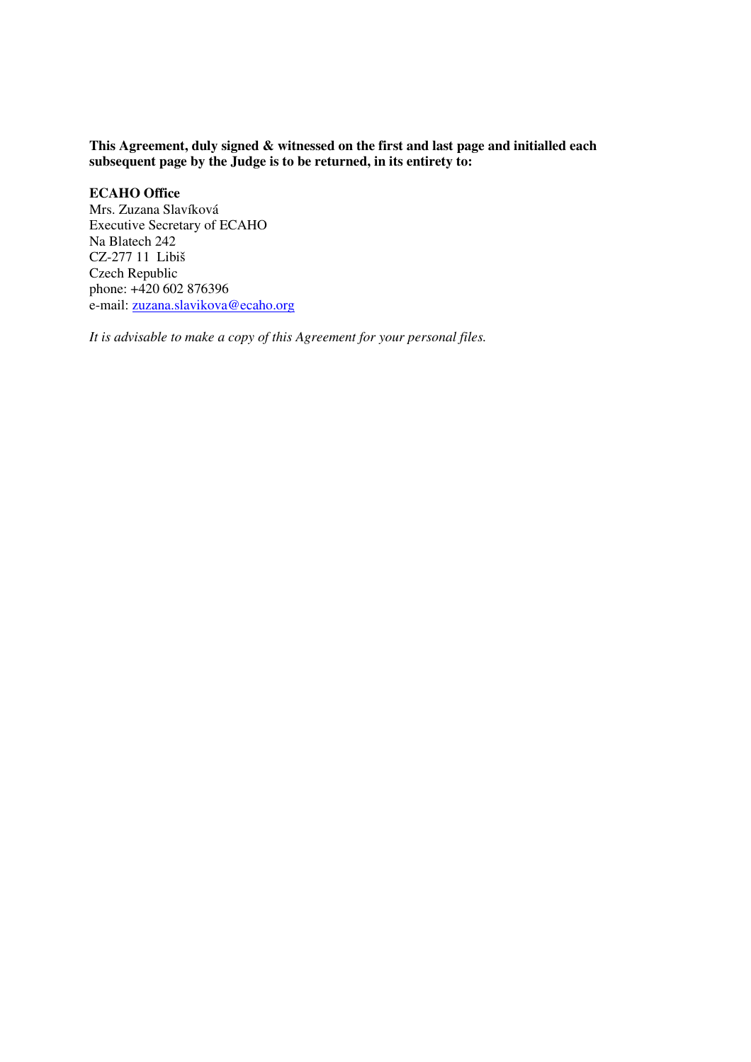**This Agreement, duly signed & witnessed on the first and last page and initialled each subsequent page by the Judge is to be returned, in its entirety to:**

**ECAHO Office**
Mrs. Zuzana Slavíková
Executive Secretary of ECAHO
Na Blatech 242
CZ-277 11 Libiš
Czech Republic
phone: +420 602 876396
e-mail: zuzana.slavikova@ecaho.org

*It is advisable to make a copy of this Agreement for your personal files.*